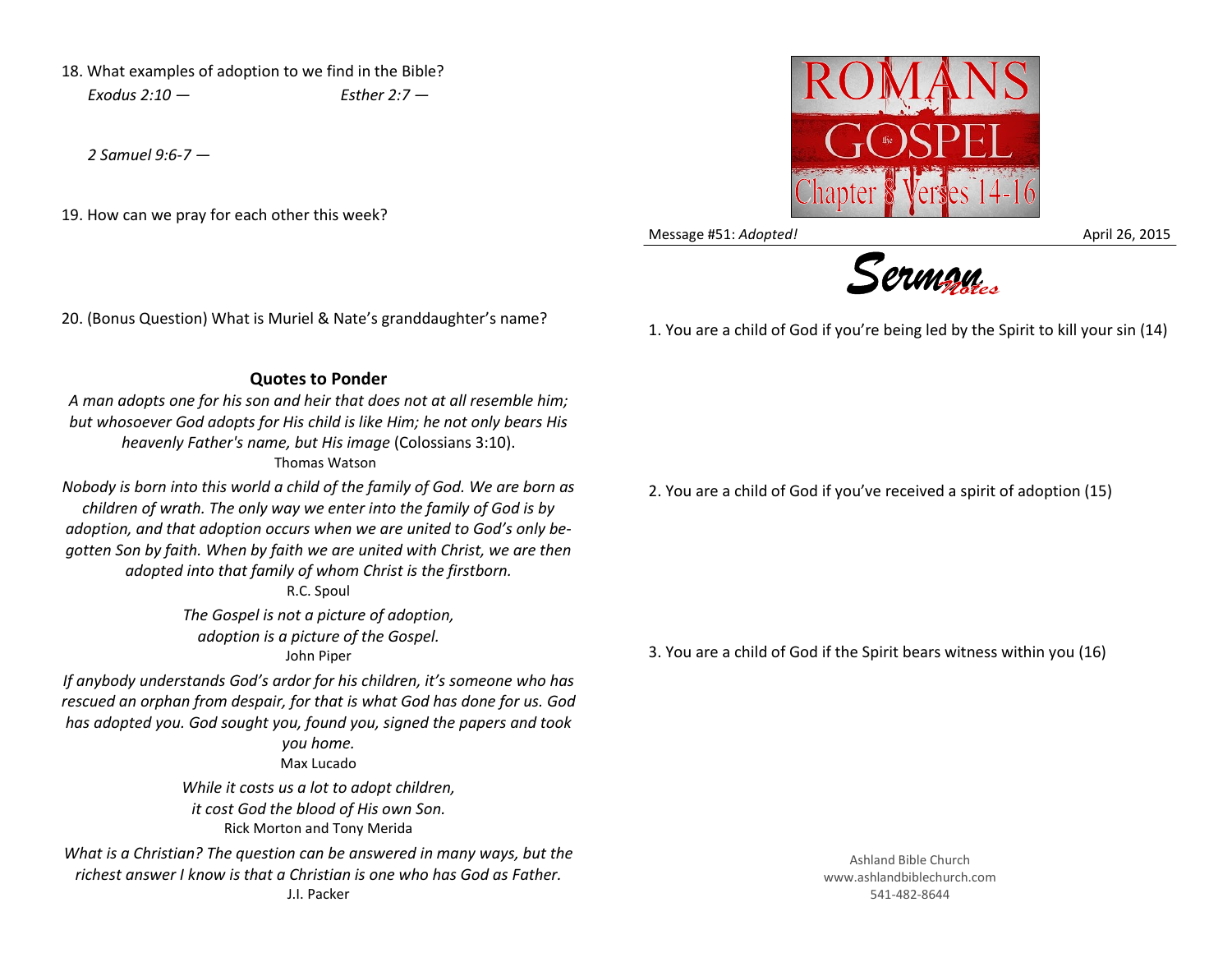18. What examples of adoption to we find in the Bible?

*Exodus 2:10 —* *Esther 2:7 —*

*2 Samuel 9:6-7 —*

19. How can we pray for each other this week?

20. (Bonus Question) What is Muriel & Nate's granddaughter's name?

## Quotes to Ponder

*A man adopts one for his son and heir that does not at all resemble him; but whosoever God adopts for His child is like Him; he not only bears His heavenly Father's name, but His image* (Colossians 3:10).
Thomas Watson

*Nobody is born into this world a child of the family of God. We are born as children of wrath. The only way we enter into the family of God is by adoption, and that adoption occurs when we are united to God's only begotten Son by faith. When by faith we are united with Christ, we are then adopted into that family of whom Christ is the firstborn.*
R.C. Spoul

*The Gospel is not a picture of adoption, adoption is a picture of the Gospel.*
John Piper

*If anybody understands God's ardor for his children, it's someone who has rescued an orphan from despair, for that is what God has done for us. God has adopted you. God sought you, found you, signed the papers and took you home.*
Max Lucado

*While it costs us a lot to adopt children, it cost God the blood of His own Son.*
Rick Morton and Tony Merida

*What is a Christian? The question can be answered in many ways, but the richest answer I know is that a Christian is one who has God as Father.*
J.I. Packer

ROMANS the GOSPEL
Chapter 8 Verses 14-16

Message #51: *Adopted!* April 26, 2015

# Sermon Notes

1. You are a child of God if you're being led by the Spirit to kill your sin (14)

2. You are a child of God if you've received a spirit of adoption (15)

3. You are a child of God if the Spirit bears witness within you (16)

Ashland Bible Church
www.ashlandbiblechurch.com
541-482-8644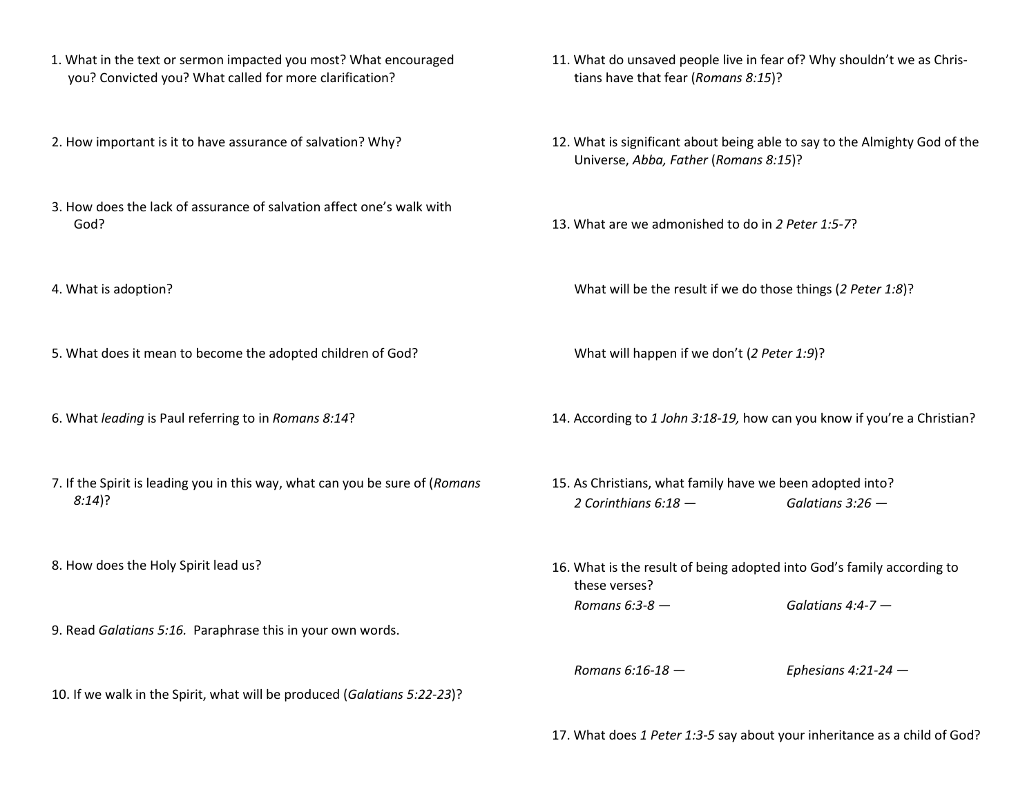1. What in the text or sermon impacted you most? What encouraged you? Convicted you? What called for more clarification?

2. How important is it to have assurance of salvation? Why?

3. How does the lack of assurance of salvation affect one's walk with God?

4. What is adoption?

5. What does it mean to become the adopted children of God?

6. What *leading* is Paul referring to in *Romans 8:14*?

7. If the Spirit is leading you in this way, what can you be sure of (*Romans 8:14*)?

8. How does the Holy Spirit lead us?

9. Read *Galatians 5:16.* Paraphrase this in your own words.

10. If we walk in the Spirit, what will be produced (*Galatians 5:22-23*)?

11. What do unsaved people live in fear of? Why shouldn't we as Christians have that fear (*Romans 8:15*)?

12. What is significant about being able to say to the Almighty God of the Universe, *Abba, Father* (*Romans 8:15*)?

13. What are we admonished to do in *2 Peter 1:5-7*?

    What will be the result if we do those things (*2 Peter 1:8*)?

    What will happen if we don't (*2 Peter 1:9*)?

14. According to *1 John 3:18-19,* how can you know if you're a Christian?

15. As Christians, what family have we been adopted into?
    *2 Corinthians 6:18 —*
    *Galatians 3:26 —*

16. What is the result of being adopted into God's family according to these verses?
    *Romans 6:3-8 —*
    *Galatians 4:4-7 —*
    *Romans 6:16-18 —*
    *Ephesians 4:21-24 —*

17. What does *1 Peter 1:3-5* say about your inheritance as a child of God?